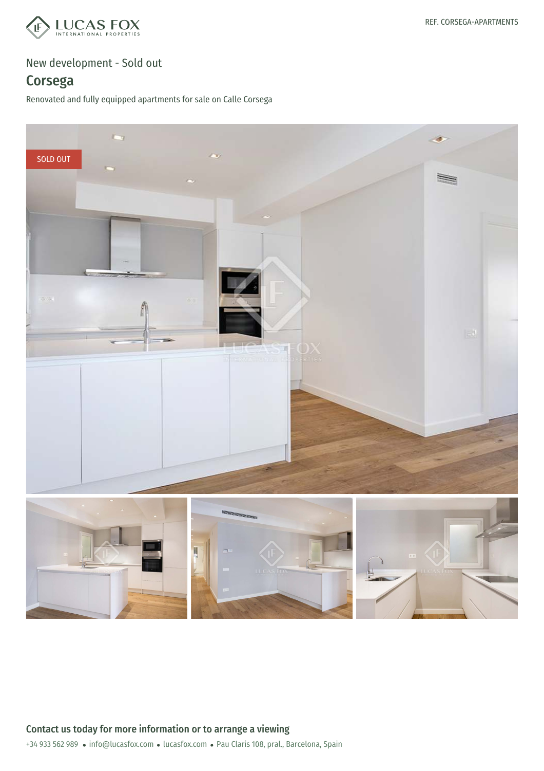REF. CORSEGA-APARTMENTS

New development - Sold out

# Corsega

Renovated and fully equipped apartments for sale on Calle Corsega

SOLD OUT

## Contact us today for more information or to arrange a viewing

+34 933 562 989 • info@lucasfox.com • lucasfox.com • Pau Claris 108, pral., Barcelona, Spain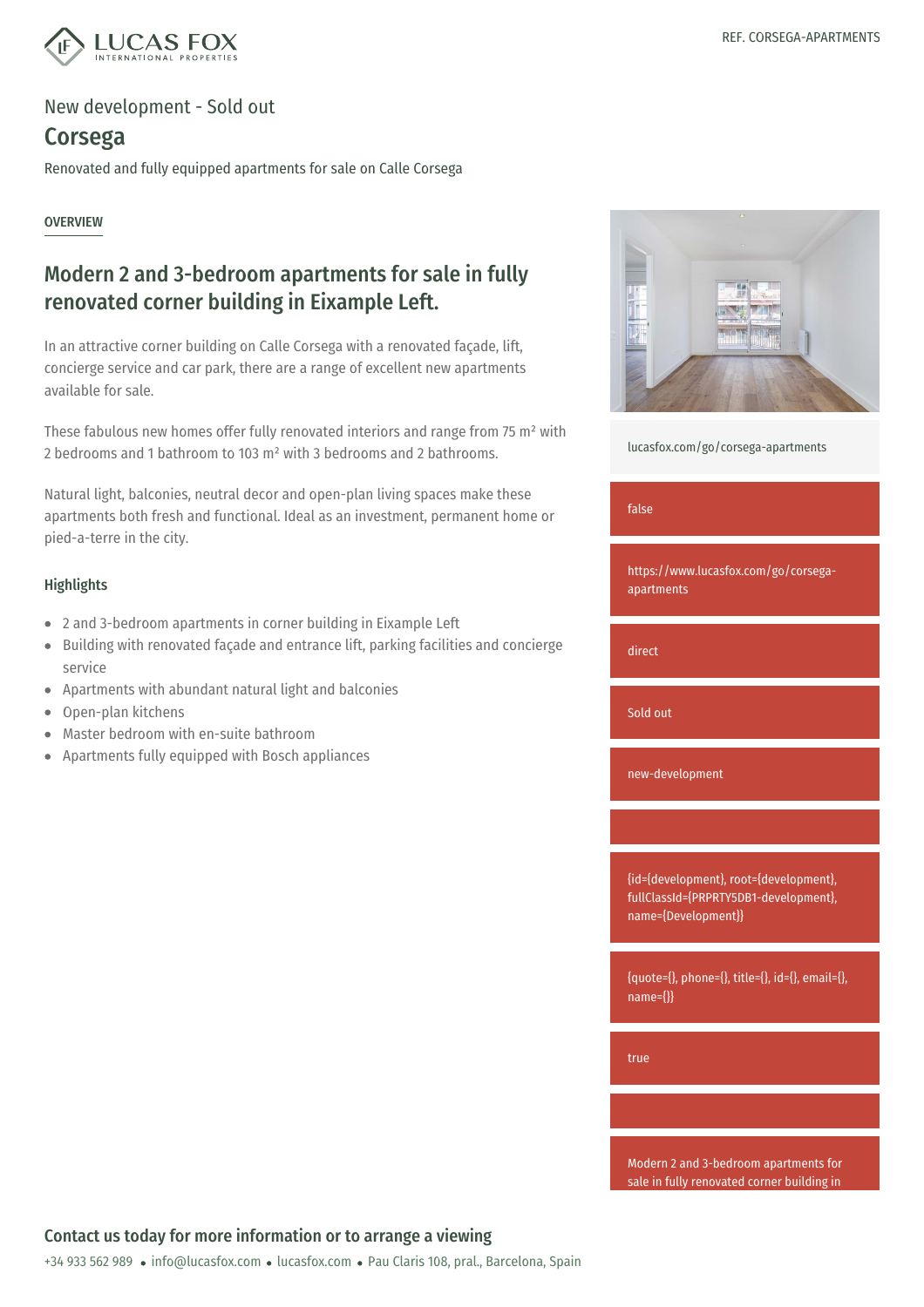REF. CORSEGA-APARTMENTS

New development - Sold out

# Corsega

Renovated and fully equipped apartments for sale on Calle Corsega

OVERVIEW

## Modern 2 and 3-bedroom apartments for sale in fully renovated corner building in Eixample Left.

In an attractive corner building on Calle Corsega with a renovated façade, lift, concierge service and car park, there are a range of excellent new apartments available for sale.

These fabulous new homes offer fully renovated interiors and range from 75 m² with 2 bedrooms and 1 bathroom to 103 m² with 3 bedrooms and 2 bathrooms.

Natural light, balconies, neutral decor and open-plan living spaces make these apartments both fresh and functional. Ideal as an investment, permanent home or pied-a-terre in the city.

### Highlights

- 2 and 3-bedroom apartments in corner building in Eixample Left
- Building with renovated façade and entrance lift, parking facilities and concierge service
- Apartments with abundant natural light and balconies
- Open-plan kitchens
- Master bedroom with en-suite bathroom
- Apartments fully equipped with Bosch appliances

lucasfox.com/go/corsega-apartments

false

https://www.lucasfox.com/go/corsega-apartments

direct

Sold out

new-development

{id={development}, root={development}, fullClassId={PRPRTY5DB1-development}, name={Development}}

{quote={}, phone={}, title={}, id={}, email={}, name={}}

true

Modern 2 and 3-bedroom apartments for sale in fully renovated corner building in

## Contact us today for more information or to arrange a viewing

+34 933 562 989 • info@lucasfox.com • lucasfox.com • Pau Claris 108, pral., Barcelona, Spain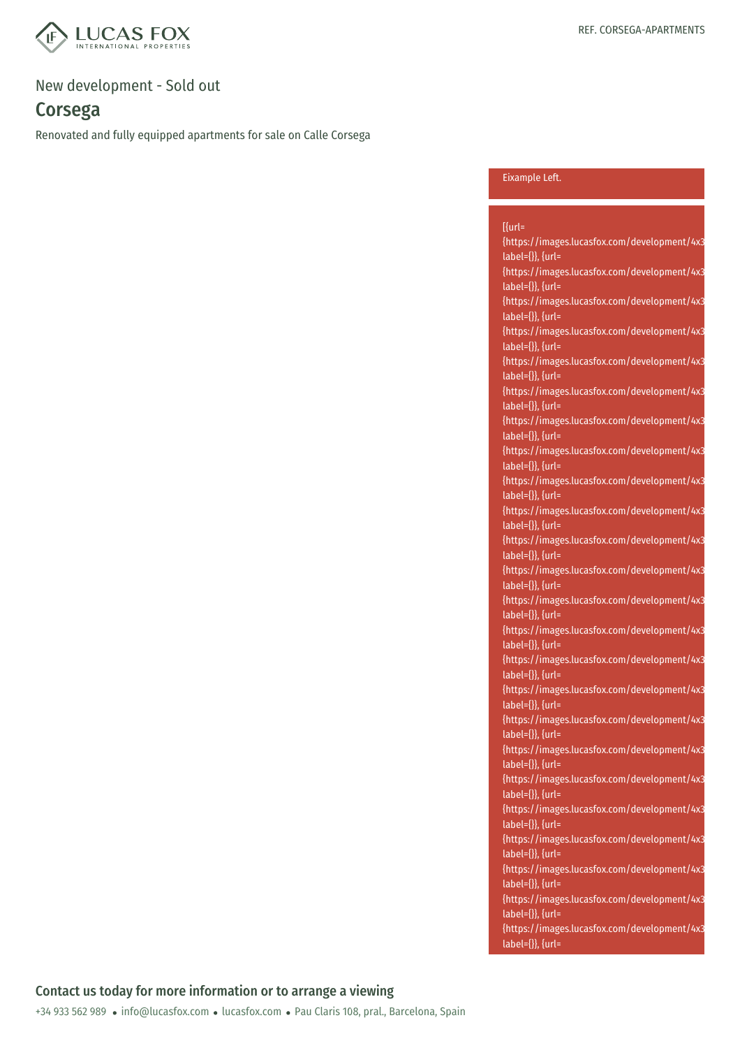## New development - Sold out

# Corsega

Renovated and fully equipped apartments for sale on Calle Corsega

Eixample Left.

[{url=
{https://images.lucasfox.com/development/4x3
label={}}, {url=
{https://images.lucasfox.com/development/4x3
label={}}, {url=
{https://images.lucasfox.com/development/4x3
label={}}, {url=
{https://images.lucasfox.com/development/4x3
label={}}, {url=
{https://images.lucasfox.com/development/4x3
label={}}, {url=
{https://images.lucasfox.com/development/4x3
label={}}, {url=
{https://images.lucasfox.com/development/4x3
label={}}, {url=
{https://images.lucasfox.com/development/4x3
label={}}, {url=
{https://images.lucasfox.com/development/4x3
label={}}, {url=
{https://images.lucasfox.com/development/4x3
label={}}, {url=
{https://images.lucasfox.com/development/4x3
label={}}, {url=
{https://images.lucasfox.com/development/4x3
label={}}, {url=
{https://images.lucasfox.com/development/4x3
label={}}, {url=
{https://images.lucasfox.com/development/4x3
label={}}, {url=
{https://images.lucasfox.com/development/4x3
label={}}, {url=
{https://images.lucasfox.com/development/4x3
label={}}, {url=
{https://images.lucasfox.com/development/4x3
label={}}, {url=
{https://images.lucasfox.com/development/4x3
label={}}, {url=
{https://images.lucasfox.com/development/4x3
label={}}, {url=
{https://images.lucasfox.com/development/4x3
label={}}, {url=
{https://images.lucasfox.com/development/4x3
label={}}, {url=
{https://images.lucasfox.com/development/4x3
label={}}, {url=
{https://images.lucasfox.com/development/4x3
label={}}, {url=
{https://images.lucasfox.com/development/4x3
label={}}, {url=

## Contact us today for more information or to arrange a viewing

+34 933 562 989 • info@lucasfox.com • lucasfox.com • Pau Claris 108, pral., Barcelona, Spain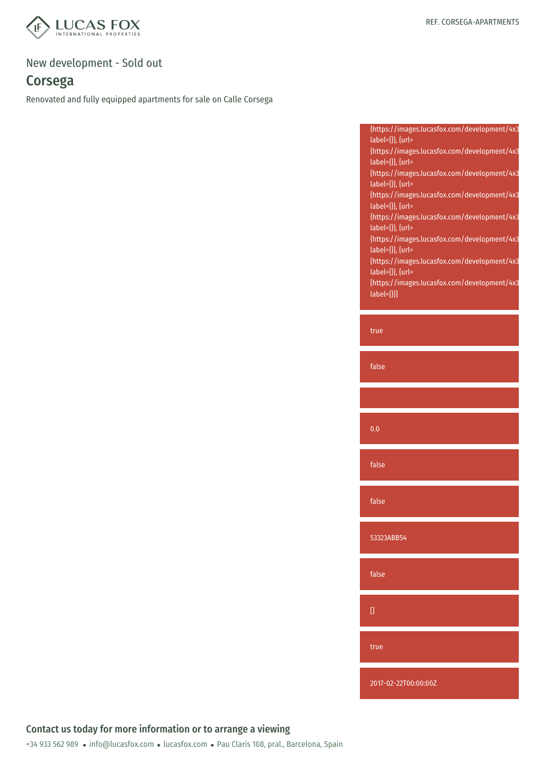## New development - Sold out

# Corsega

Renovated and fully equipped apartments for sale on Calle Corsega

{https://images.lucasfox.com/development/4x3 label={}}, {url=
{https://images.lucasfox.com/development/4x3 label={}}, {url=
{https://images.lucasfox.com/development/4x3 label={}}, {url=
{https://images.lucasfox.com/development/4x3 label={}}, {url=
{https://images.lucasfox.com/development/4x3 label={}}, {url=
{https://images.lucasfox.com/development/4x3 label={}}, {url=
{https://images.lucasfox.com/development/4x3 label={}}, {url=
{https://images.lucasfox.com/development/4x3 label={}}]

true

false

0.0

false

false

53323ABB54

false

[]

true

2017-02-22T00:00:00Z

### Contact us today for more information or to arrange a viewing

+34 933 562 989 • info@lucasfox.com • lucasfox.com • Pau Claris 108, pral., Barcelona, Spain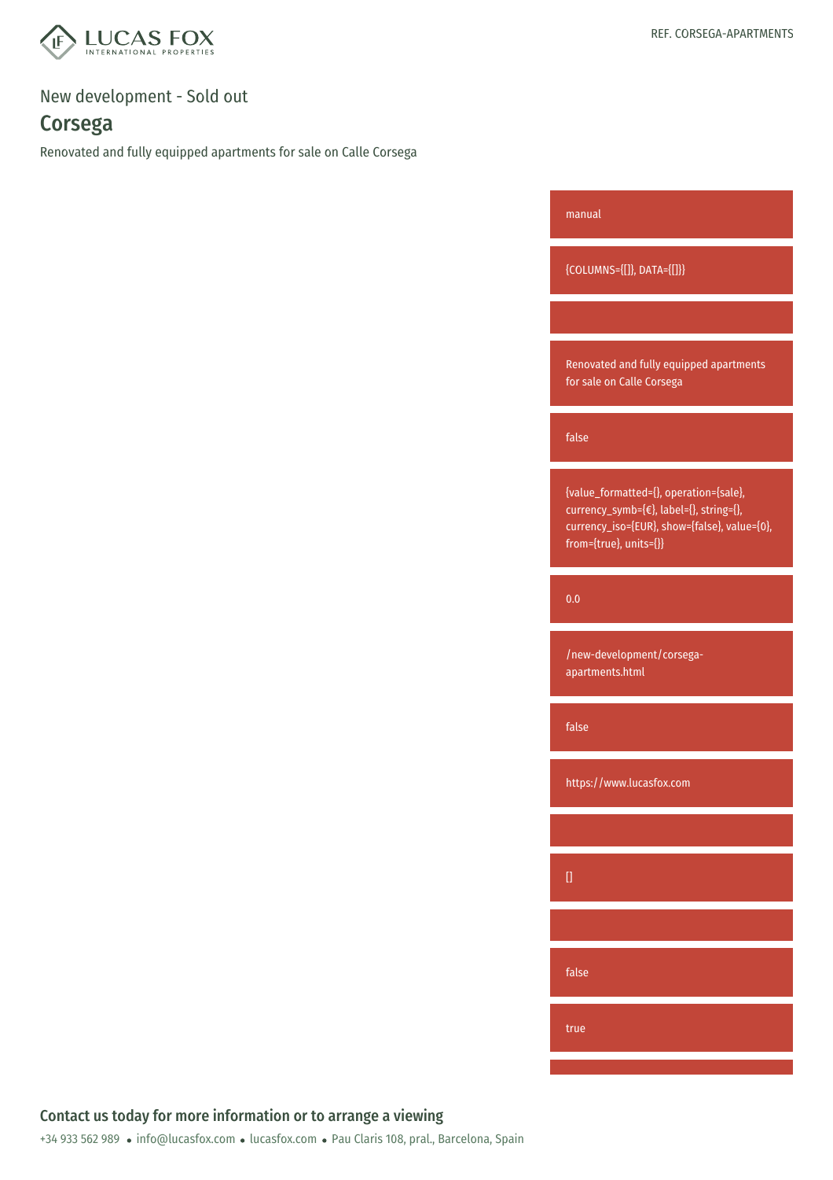REF. CORSEGA-APARTMENTS

New development - Sold out

# Corsega

Renovated and fully equipped apartments for sale on Calle Corsega

manual

{COLUMNS={[]}, DATA={[]}}

Renovated and fully equipped apartments for sale on Calle Corsega

false

{value_formatted={}, operation={sale}, currency_symb={€}, label={}, string={}, currency_iso={EUR}, show={false}, value={0}, from={true}, units={}}

0.0

/new-development/corsega-apartments.html

false

https://www.lucasfox.com

[]

false

true

## Contact us today for more information or to arrange a viewing

+34 933 562 989 • info@lucasfox.com • lucasfox.com • Pau Claris 108, pral., Barcelona, Spain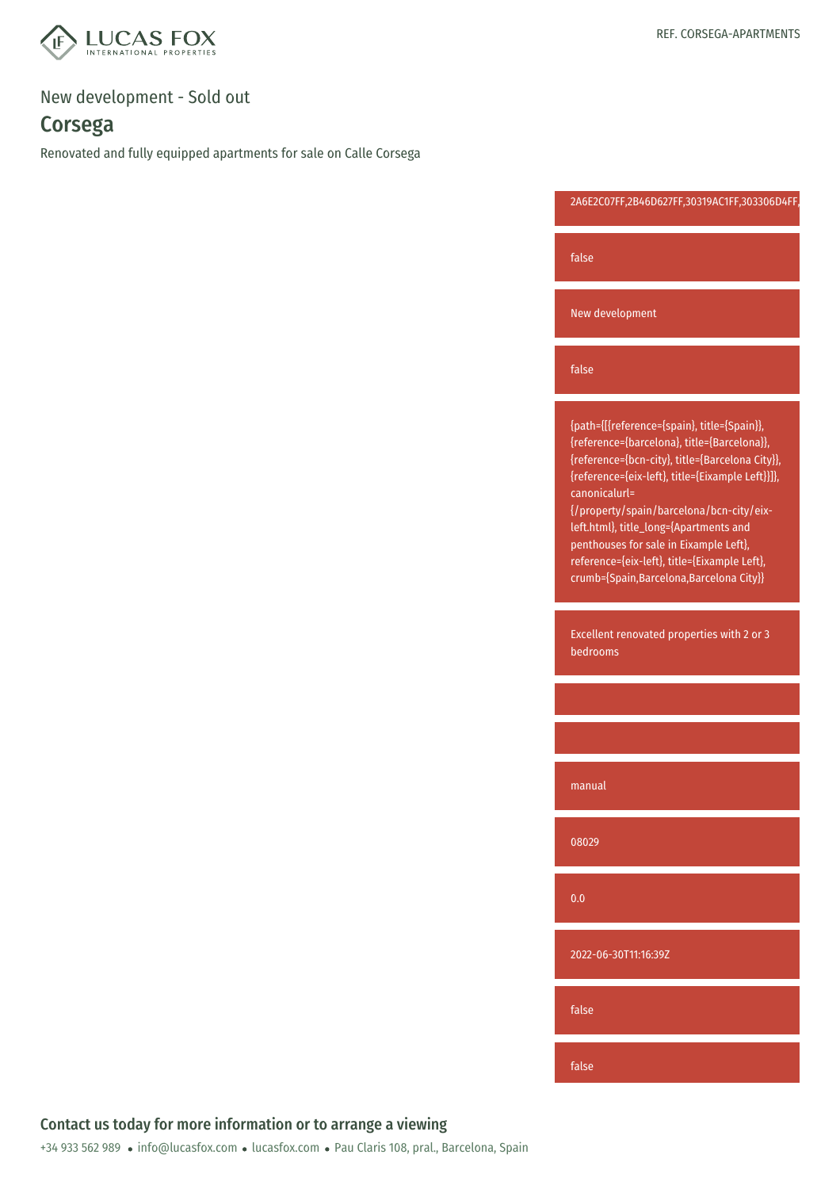New development - Sold out

# Corsega

Renovated and fully equipped apartments for sale on Calle Corsega

2A6E2C07FF,2B46D627FF,30319AC1FF,303306D4FF,

false

New development

false

{path={[{reference={spain}, title={Spain}}, {reference={barcelona}, title={Barcelona}}, {reference={bcn-city}, title={Barcelona City}}, {reference={eix-left}, title={Eixample Left}}]}, canonicalurl={/property/spain/barcelona/bcn-city/eix-left.html}, title_long={Apartments and penthouses for sale in Eixample Left}, reference={eix-left}, title={Eixample Left}, crumb={Spain,Barcelona,Barcelona City}}

Excellent renovated properties with 2 or 3 bedrooms

manual

08029

0.0

2022-06-30T11:16:39Z

false

false

## Contact us today for more information or to arrange a viewing

+34 933 562 989 • info@lucasfox.com • lucasfox.com • Pau Claris 108, pral., Barcelona, Spain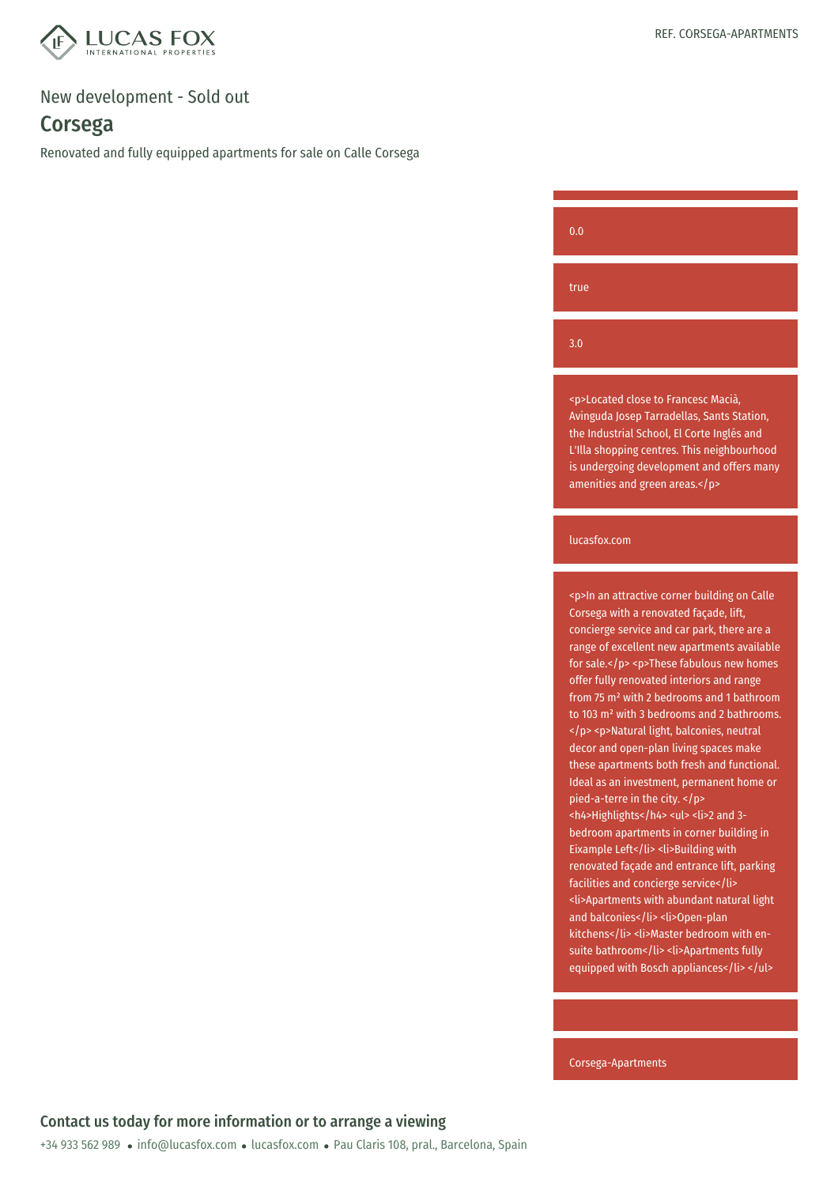REF. CORSEGA-APARTMENTS

New development - Sold out

## Corsega

Renovated and fully equipped apartments for sale on Calle Corsega

0.0

true

3.0

<p>Located close to Francesc Macià, Avinguda Josep Tarradellas, Sants Station, the Industrial School, El Corte Inglés and L'Illa shopping centres. This neighbourhood is undergoing development and offers many amenities and green areas.</p>

lucasfox.com

<p>In an attractive corner building on Calle Corsega with a renovated façade, lift, concierge service and car park, there are a range of excellent new apartments available for sale.</p> <p>These fabulous new homes offer fully renovated interiors and range from 75 m² with 2 bedrooms and 1 bathroom to 103 m² with 3 bedrooms and 2 bathrooms.</p> <p>Natural light, balconies, neutral decor and open-plan living spaces make these apartments both fresh and functional. Ideal as an investment, permanent home or pied-a-terre in the city. </p> <h4>Highlights</h4> <ul> <li>2 and 3-bedroom apartments in corner building in Eixample Left</li> <li>Building with renovated façade and entrance lift, parking facilities and concierge service</li> <li>Apartments with abundant natural light and balconies</li> <li>Open-plan kitchens</li> <li>Master bedroom with en-suite bathroom</li> <li>Apartments fully equipped with Bosch appliances</li> </ul>

Corsega-Apartments

### Contact us today for more information or to arrange a viewing

+34 933 562 989 • info@lucasfox.com • lucasfox.com • Pau Claris 108, pral., Barcelona, Spain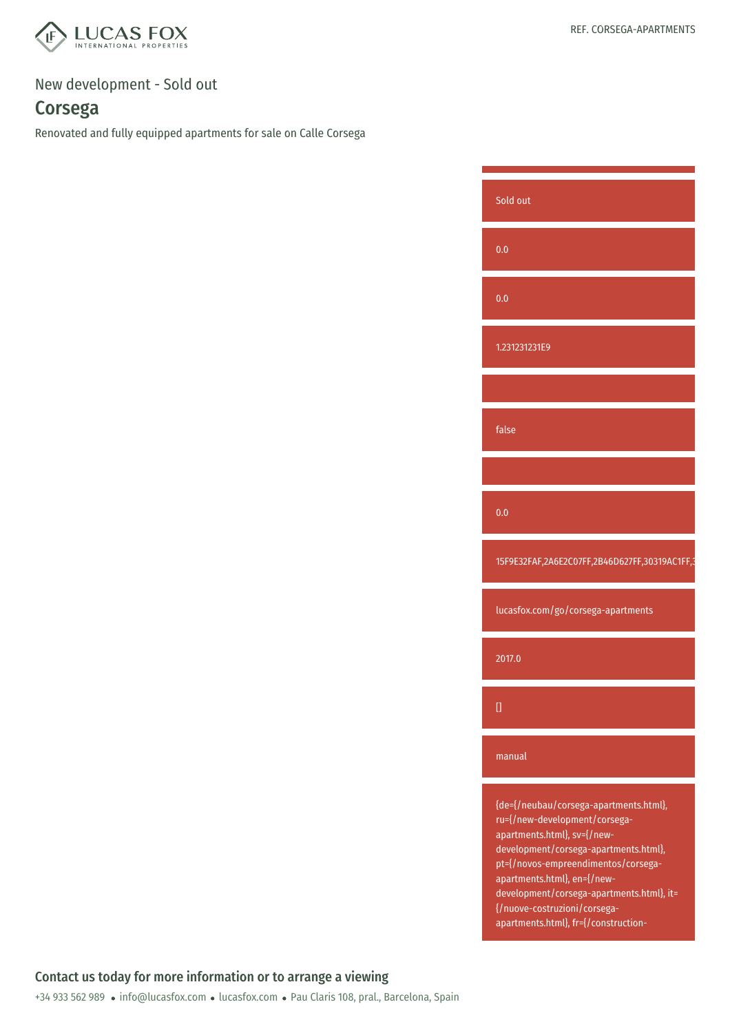REF. CORSEGA-APARTMENTS

New development - Sold out

# Corsega

Renovated and fully equipped apartments for sale on Calle Corsega

Sold out

0.0

0.0

1.231231231E9

false

0.0

15F9E32FAF,2A6E2C07FF,2B46D627FF,30319AC1FF,3

lucasfox.com/go/corsega-apartments

2017.0

[]

manual

{de={/neubau/corsega-apartments.html}, ru={/new-development/corsega-apartments.html}, sv={/new-development/corsega-apartments.html}, pt={/novos-empreendimentos/corsega-apartments.html}, en={/new-development/corsega-apartments.html}, it={/nuove-costruzioni/corsega-apartments.html}, fr={/construction-

## Contact us today for more information or to arrange a viewing

+34 933 562 989 • info@lucasfox.com • lucasfox.com • Pau Claris 108, pral., Barcelona, Spain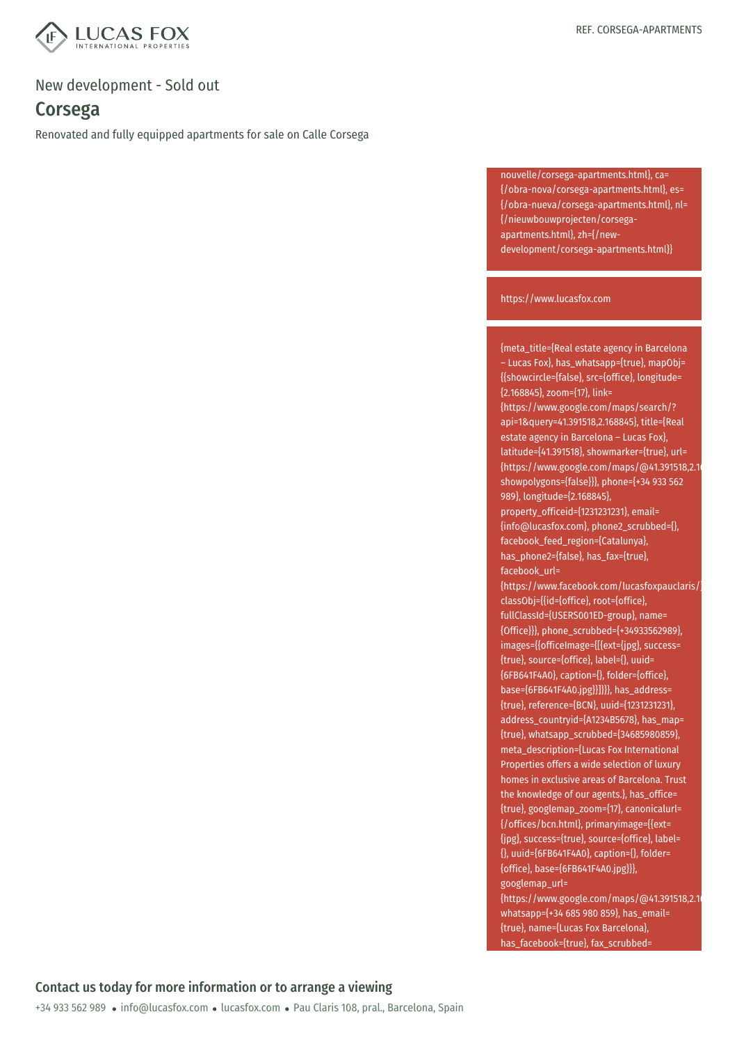REF. CORSEGA-APARTMENTS

New development - Sold out

## Corsega

Renovated and fully equipped apartments for sale on Calle Corsega

nouvelle/corsega-apartments.html}, ca={/obra-nova/corsega-apartments.html}, es={/obra-nueva/corsega-apartments.html}, nl={/nieuwbouwprojecten/corsega-apartments.html}, zh={/new-development/corsega-apartments.html}}

https://www.lucasfox.com

{meta_title={Real estate agency in Barcelona – Lucas Fox}, has_whatsapp={true}, mapObj={{showcircle={false}, src={office}, longitude={2.168845}, zoom={17}, link={https://www.google.com/maps/search/?api=1&query=41.391518,2.168845}, title={Real estate agency in Barcelona – Lucas Fox}, latitude={41.391518}, showmarker={true}, url={https://www.google.com/maps/@41.391518,2.1 showpolygons={false}}}, phone={+34 933 562 989}, longitude={2.168845}, property_officeid={1231231231}, email={info@lucasfox.com}, phone2_scrubbed={}, facebook_feed_region={Catalunya}, has_phone2={false}, has_fax={true}, facebook_url={https://www.facebook.com/lucasfoxpauclaris/} classObj={{id={office}, root={office}, fullClassId={USERS001ED-group}, name={Office}}}, phone_scrubbed={+34933562989}, images={{officeImage={[{ext={jpg}, success={true}, source={office}, label={}, uuid={6FB641F4A0}, caption={}, folder={office}, base={6FB641F4A0.jpg}}]}}}, has_address={true}, reference={BCN}, uuid={1231231231}, address_countryid={A1234B5678}, has_map={true}, whatsapp_scrubbed={34685980859}, meta_description={Lucas Fox International Properties offers a wide selection of luxury homes in exclusive areas of Barcelona. Trust the knowledge of our agents.}, has_office={true}, googlemap_zoom={17}, canonicalurl={/offices/bcn.html}, primaryimage={{ext={jpg}, success={true}, source={office}, label={}, uuid={6FB641F4A0}, caption={}, folder={office}, base={6FB641F4A0.jpg}}}, googlemap_url={https://www.google.com/maps/@41.391518,2.1 whatsapp={+34 685 980 859}, has_email={true}, name={Lucas Fox Barcelona}, has_facebook={true}, fax_scrubbed=

### Contact us today for more information or to arrange a viewing

+34 933 562 989 • info@lucasfox.com • lucasfox.com • Pau Claris 108, pral., Barcelona, Spain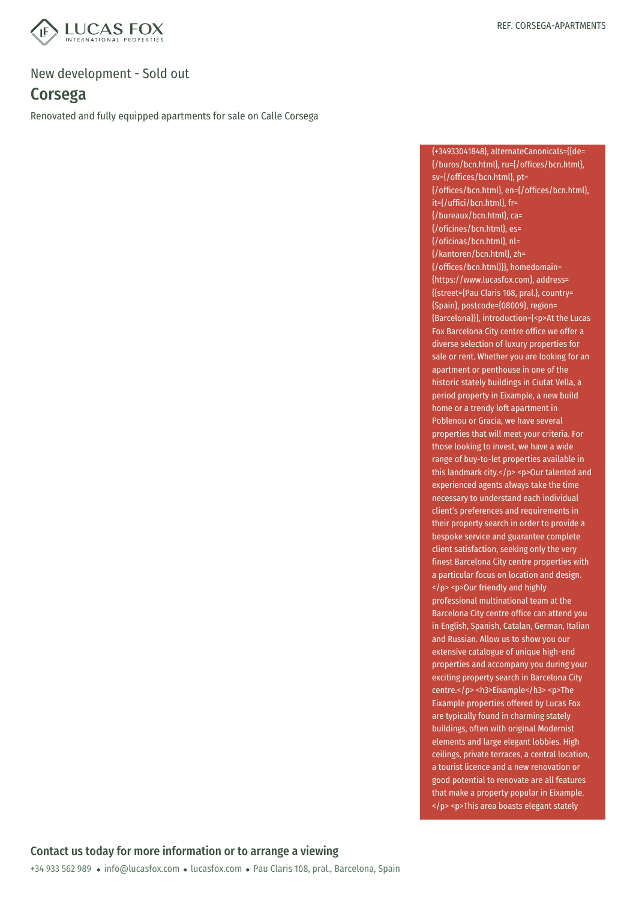REF. CORSEGA-APARTMENTS

New development - Sold out

## Corsega

Renovated and fully equipped apartments for sale on Calle Corsega

{+34933041848}, alternateCanonicals={{de={/buros/bcn.html}, ru={/offices/bcn.html}, sv={/offices/bcn.html}, pt={/offices/bcn.html}, en={/offices/bcn.html}, it={/uffici/bcn.html}, fr={/bureaux/bcn.html}, ca={/oficines/bcn.html}, es={/oficinas/bcn.html}, nl={/kantoren/bcn.html}, zh={/offices/bcn.html}}}, homedomain={https://www.lucasfox.com}, address={{street={Pau Claris 108, pral.}, country={Spain}, postcode={08009}, region={Barcelona}}}, introduction={<p>At the Lucas Fox Barcelona City centre office we offer a diverse selection of luxury properties for sale or rent. Whether you are looking for an apartment or penthouse in one of the historic stately buildings in Ciutat Vella, a period property in Eixample, a new build home or a trendy loft apartment in Poblenou or Gracia, we have several properties that will meet your criteria. For those looking to invest, we have a wide range of buy-to-let properties available in this landmark city.</p> <p>Our talented and experienced agents always take the time necessary to understand each individual client's preferences and requirements in their property search in order to provide a bespoke service and guarantee complete client satisfaction, seeking only the very finest Barcelona City centre properties with a particular focus on location and design.</p> <p>Our friendly and highly professional multinational team at the Barcelona City centre office can attend you in English, Spanish, Catalan, German, Italian and Russian. Allow us to show you our extensive catalogue of unique high-end properties and accompany you during your exciting property search in Barcelona City centre.</p> <h3>Eixample</h3> <p>The Eixample properties offered by Lucas Fox are typically found in charming stately buildings, often with original Modernist elements and large elegant lobbies. High ceilings, private terraces, a central location, a tourist licence and a new renovation or good potential to renovate are all features that make a property popular in Eixample.</p> <p>This area boasts elegant stately

### Contact us today for more information or to arrange a viewing

+34 933 562 989 • info@lucasfox.com • lucasfox.com • Pau Claris 108, pral., Barcelona, Spain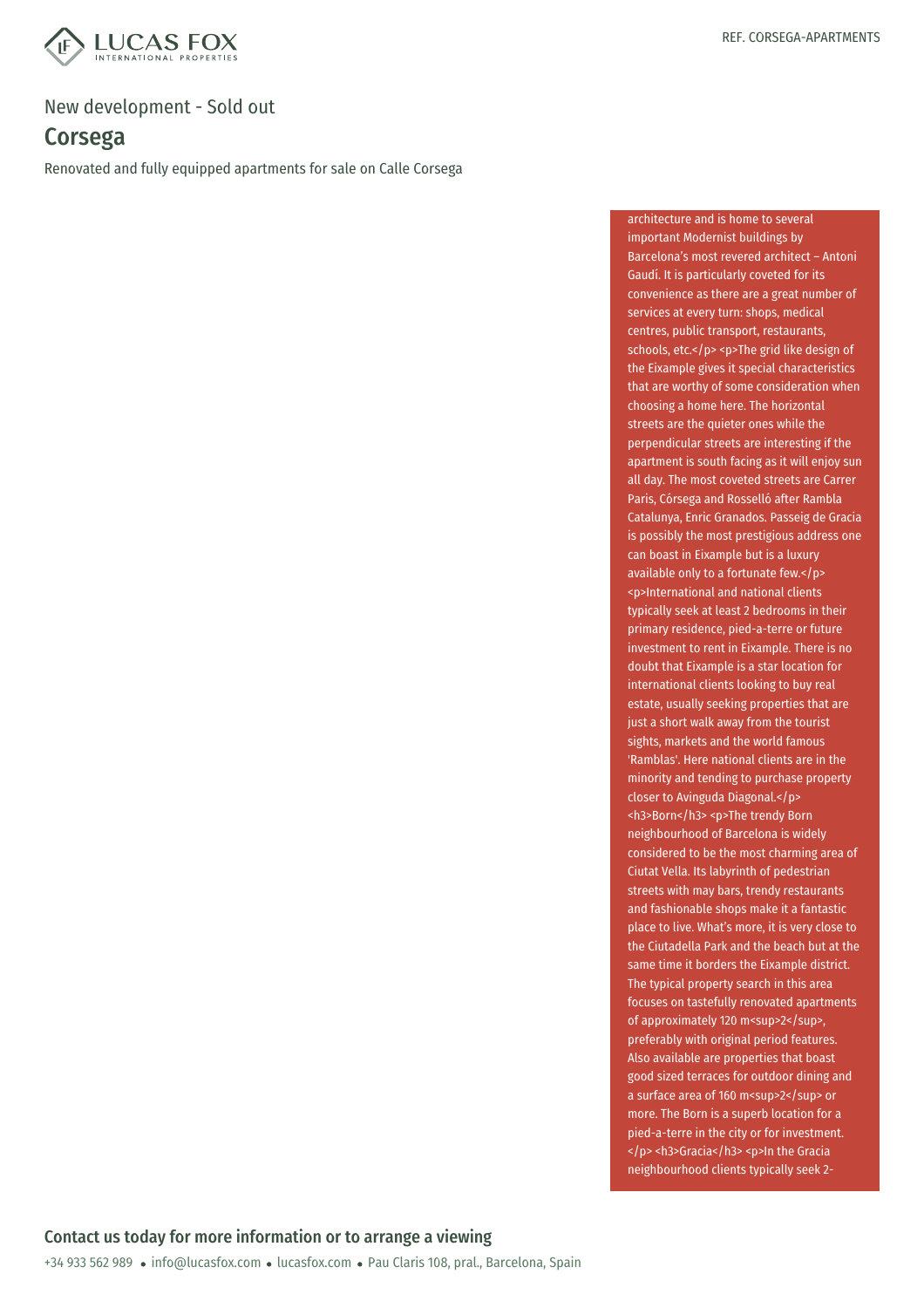New development - Sold out

## Corsega

Renovated and fully equipped apartments for sale on Calle Corsega

architecture and is home to several important Modernist buildings by Barcelona's most revered architect – Antoni Gaudí. It is particularly coveted for its convenience as there are a great number of services at every turn: shops, medical centres, public transport, restaurants, schools, etc.</p> <p>The grid like design of the Eixample gives it special characteristics that are worthy of some consideration when choosing a home here. The horizontal streets are the quieter ones while the perpendicular streets are interesting if the apartment is south facing as it will enjoy sun all day. The most coveted streets are Carrer Paris, Córsega and Rosselló after Rambla Catalunya, Enric Granados. Passeig de Gracia is possibly the most prestigious address one can boast in Eixample but is a luxury available only to a fortunate few.</p> <p>International and national clients typically seek at least 2 bedrooms in their primary residence, pied-a-terre or future investment to rent in Eixample. There is no doubt that Eixample is a star location for international clients looking to buy real estate, usually seeking properties that are just a short walk away from the tourist sights, markets and the world famous 'Ramblas'. Here national clients are in the minority and tending to purchase property closer to Avinguda Diagonal.</p> <h3>Born</h3> <p>The trendy Born neighbourhood of Barcelona is widely considered to be the most charming area of Ciutat Vella. Its labyrinth of pedestrian streets with may bars, trendy restaurants and fashionable shops make it a fantastic place to live. What's more, it is very close to the Ciutadella Park and the beach but at the same time it borders the Eixample district. The typical property search in this area focuses on tastefully renovated apartments of approximately 120 m<sup>2</sup>, preferably with original period features. Also available are properties that boast good sized terraces for outdoor dining and a surface area of 160 m<sup>2</sup> or more. The Born is a superb location for a pied-a-terre in the city or for investment. </p> <h3>Gracia</h3> <p>In the Gracia neighbourhood clients typically seek 2-

**Contact us today for more information or to arrange a viewing**

+34 933 562 989 • info@lucasfox.com • lucasfox.com • Pau Claris 108, pral., Barcelona, Spain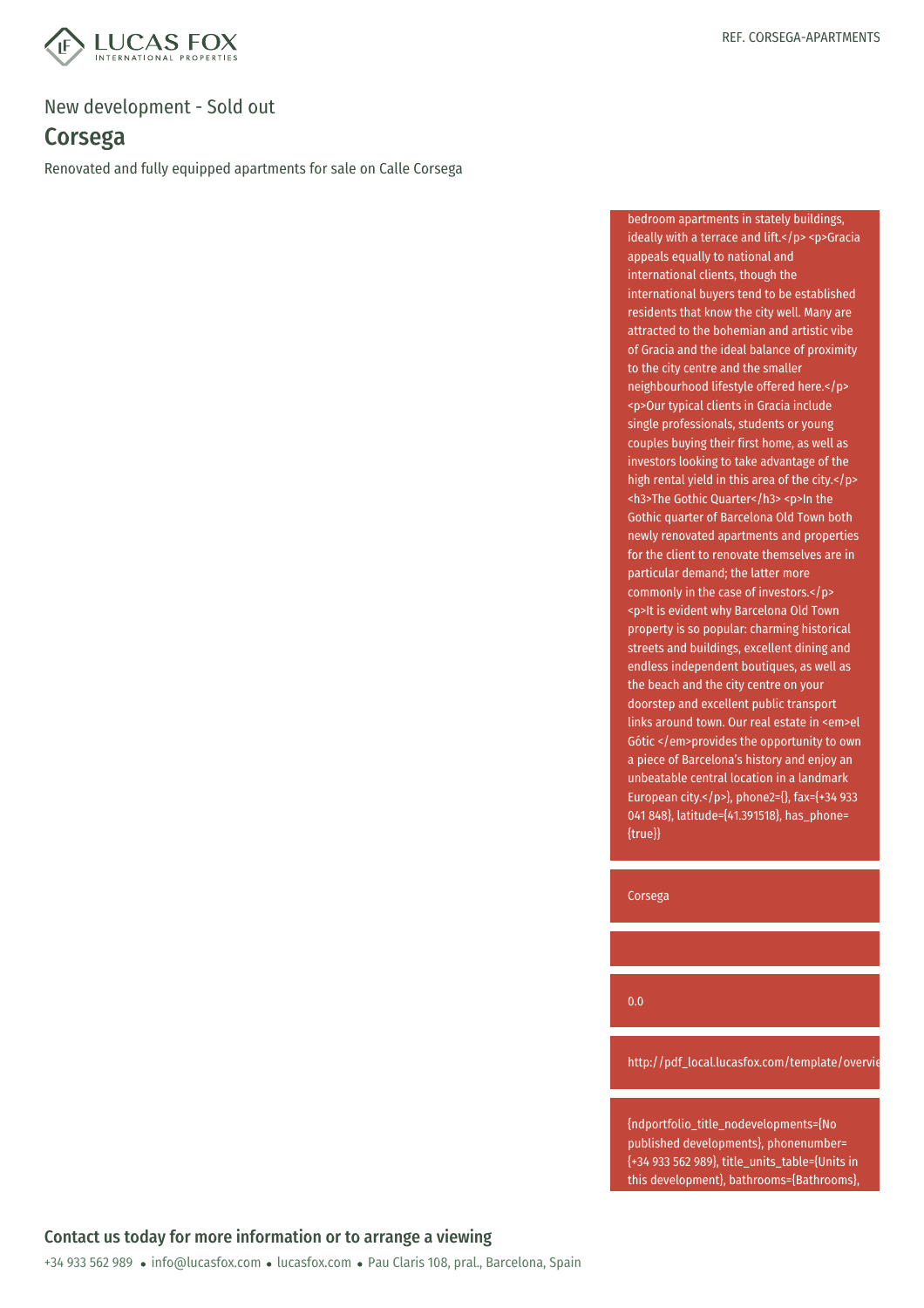New development - Sold out

# Corsega

Renovated and fully equipped apartments for sale on Calle Corsega

bedroom apartments in stately buildings, ideally with a terrace and lift.</p> <p>Gracia appeals equally to national and international clients, though the international buyers tend to be established residents that know the city well. Many are attracted to the bohemian and artistic vibe of Gracia and the ideal balance of proximity to the city centre and the smaller neighbourhood lifestyle offered here.</p> <p>Our typical clients in Gracia include single professionals, students or young couples buying their first home, as well as investors looking to take advantage of the high rental yield in this area of the city.</p> <h3>The Gothic Quarter</h3> <p>In the Gothic quarter of Barcelona Old Town both newly renovated apartments and properties for the client to renovate themselves are in particular demand; the latter more commonly in the case of investors.</p> <p>It is evident why Barcelona Old Town property is so popular: charming historical streets and buildings, excellent dining and endless independent boutiques, as well as the beach and the city centre on your doorstep and excellent public transport links around town. Our real estate in <em>el Gótic </em>provides the opportunity to own a piece of Barcelona's history and enjoy an unbeatable central location in a landmark European city.</p>}, phone2={}, fax={+34 933 041 848}, latitude={41.391518}, has_phone={true}}

Corsega

0.0

http://pdf_local.lucasfox.com/template/overvie

{ndportfolio_title_nodevelopments={No published developments}, phonenumber={+34 933 562 989}, title_units_table={Units in this development}, bathrooms={Bathrooms},

## Contact us today for more information or to arrange a viewing

+34 933 562 989 • info@lucasfox.com • lucasfox.com • Pau Claris 108, pral., Barcelona, Spain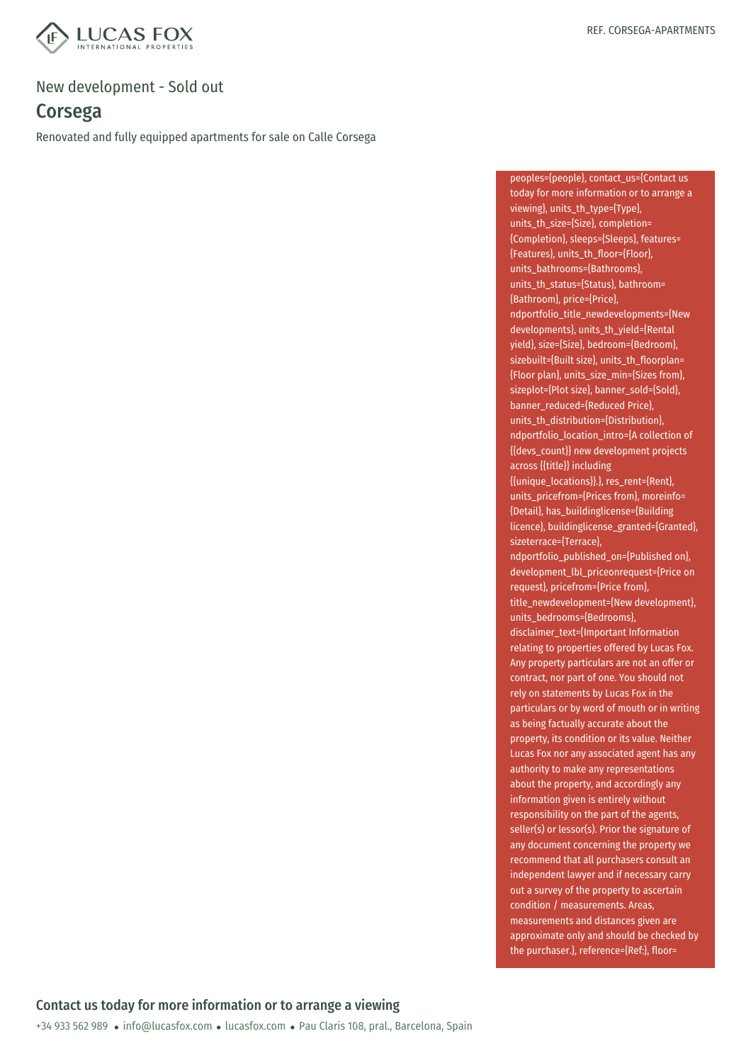New development - Sold out

## Corsega

Renovated and fully equipped apartments for sale on Calle Corsega

peoples={people}, contact_us={Contact us today for more information or to arrange a viewing}, units_th_type={Type}, units_th_size={Size}, completion={Completion}, sleeps={Sleeps}, features={Features}, units_th_floor={Floor}, units_bathrooms={Bathrooms}, units_th_status={Status}, bathroom={Bathroom}, price={Price}, ndportfolio_title_newdevelopments={New developments}, units_th_yield={Rental yield}, size={Size}, bedroom={Bedroom}, sizebuilt={Built size}, units_th_floorplan={Floor plan}, units_size_min={Sizes from}, sizeplot={Plot size}, banner_sold={Sold}, banner_reduced={Reduced Price}, units_th_distribution={Distribution}, ndportfolio_location_intro={A collection of {{devs_count}} new development projects across {{title}} including {{unique_locations}}.}, res_rent={Rent}, units_pricefrom={Prices from}, moreinfo={Detail}, has_buildinglicense={Building licence}, buildinglicense_granted={Granted}, sizeterrace={Terrace}, ndportfolio_published_on={Published on}, development_lbl_priceonrequest={Price on request}, pricefrom={Price from}, title_newdevelopment={New development}, units_bedrooms={Bedrooms}, disclaimer_text={Important Information relating to properties offered by Lucas Fox. Any property particulars are not an offer or contract, nor part of one. You should not rely on statements by Lucas Fox in the particulars or by word of mouth or in writing as being factually accurate about the property, its condition or its value. Neither Lucas Fox nor any associated agent has any authority to make any representations about the property, and accordingly any information given is entirely without responsibility on the part of the agents, seller(s) or lessor(s). Prior the signature of any document concerning the property we recommend that all purchasers consult an independent lawyer and if necessary carry out a survey of the property to ascertain condition / measurements. Areas, measurements and distances given are approximate only and should be checked by the purchaser.}, reference={Ref:}, floor=

### Contact us today for more information or to arrange a viewing

+34 933 562 989 • info@lucasfox.com • lucasfox.com • Pau Claris 108, pral., Barcelona, Spain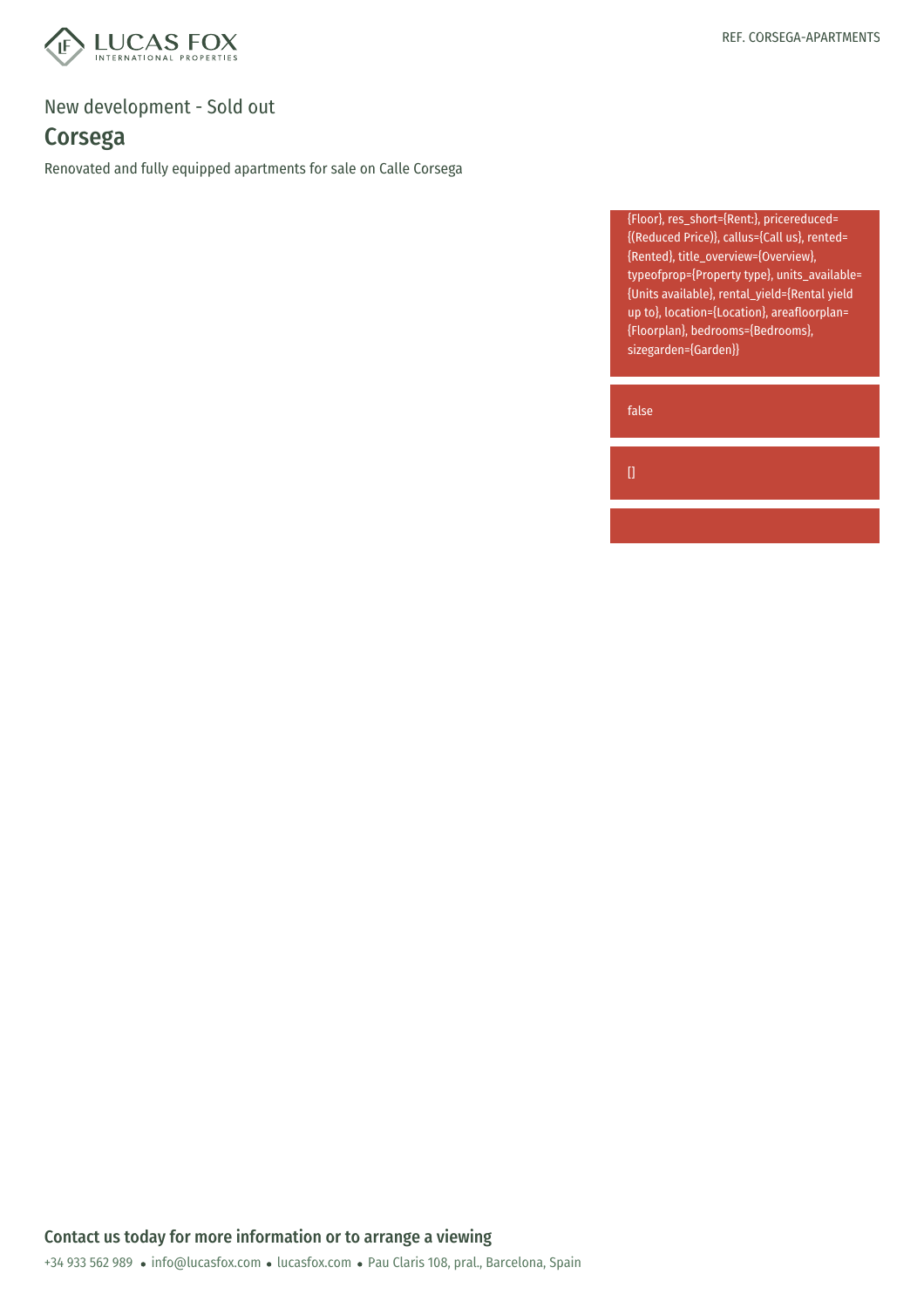REF. CORSEGA-APARTMENTS

New development - Sold out

# Corsega

Renovated and fully equipped apartments for sale on Calle Corsega

{Floor}, res_short={Rent:}, pricereduced={(Reduced Price)}, callus={Call us}, rented={Rented}, title_overview={Overview}, typeofprop={Property type}, units_available={Units available}, rental_yield={Rental yield up to}, location={Location}, areafloorplan={Floorplan}, bedrooms={Bedrooms}, sizegarden={Garden}}

false

[]

## Contact us today for more information or to arrange a viewing

+34 933 562 989 • info@lucasfox.com • lucasfox.com • Pau Claris 108, pral., Barcelona, Spain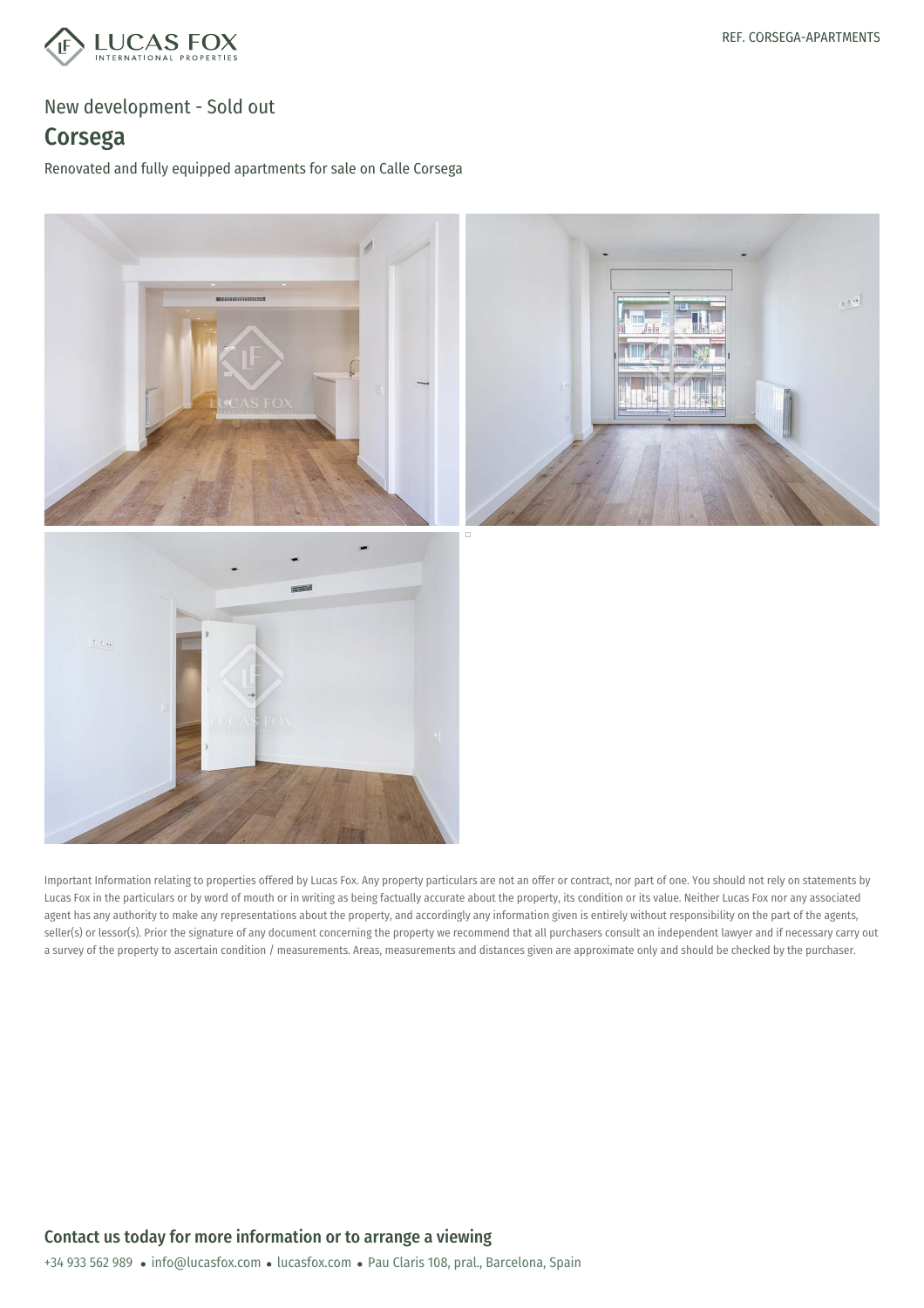REF. CORSEGA-APARTMENTS

New development - Sold out

# Corsega

Renovated and fully equipped apartments for sale on Calle Corsega

Important Information relating to properties offered by Lucas Fox. Any property particulars are not an offer or contract, nor part of one. You should not rely on statements by Lucas Fox in the particulars or by word of mouth or in writing as being factually accurate about the property, its condition or its value. Neither Lucas Fox nor any associated agent has any authority to make any representations about the property, and accordingly any information given is entirely without responsibility on the part of the agents, seller(s) or lessor(s). Prior the signature of any document concerning the property we recommend that all purchasers consult an independent lawyer and if necessary carry out a survey of the property to ascertain condition / measurements. Areas, measurements and distances given are approximate only and should be checked by the purchaser.

## Contact us today for more information or to arrange a viewing

+34 933 562 989 • info@lucasfox.com • lucasfox.com • Pau Claris 108, pral., Barcelona, Spain